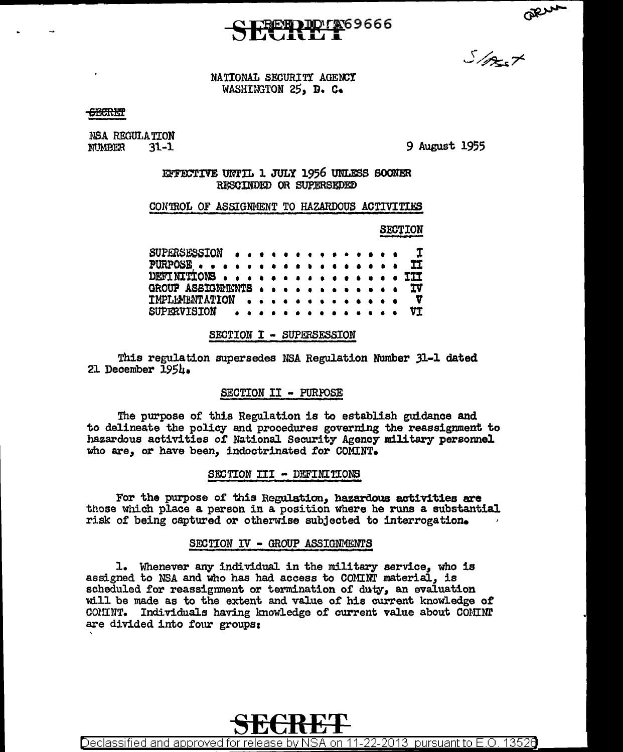SECRET REF ID:A69666

NATIONAL SECURITY AGENCY
WASHINGTON 25, D. C.

SECRET

NSA REGULATION
NUMBER 31-1

9 August 1955

EFFECTIVE UNTIL 1 JULY 1956 UNLESS SOONER RESCINDED OR SUPERSEDED

## CONTROL OF ASSIGNMENT TO HAZARDOUS ACTIVITIES

| | SECTION |
|---|---|
| SUPERSESSION . . . . . . . . . . . . . . . | I |
| PURPOSE . . . . . . . . . . . . . . . . . | II |
| DEFINITIONS . . . . . . . . . . . . . . . | III |
| GROUP ASSIGNMENTS . . . . . . . . . . . . | IV |
| IMPLEMENTATION . . . . . . . . . . . . . | V |
| SUPERVISION . . . . . . . . . . . . . . . | VI |

### SECTION I - SUPERSESSION

This regulation supersedes NSA Regulation Number 31-1 dated 21 December 1954.

### SECTION II - PURPOSE

The purpose of this Regulation is to establish guidance and to delineate the policy and procedures governing the reassignment to hazardous activities of National Security Agency military personnel who are, or have been, indoctrinated for COMINT.

### SECTION III - DEFINITIONS

For the purpose of this Regulation, hazardous activities are those which place a person in a position where he runs a substantial risk of being captured or otherwise subjected to interrogation.

### SECTION IV - GROUP ASSIGNMENTS

1. Whenever any individual in the military service, who is assigned to NSA and who has had access to COMINT material, is scheduled for reassignment or termination of duty, an evaluation will be made as to the extent and value of his current knowledge of COMINT. Individuals having knowledge of current value about COMINT are divided into four groups:

SECRET

Declassified and approved for release by NSA on 11-22-2013 pursuant to E.O. 13526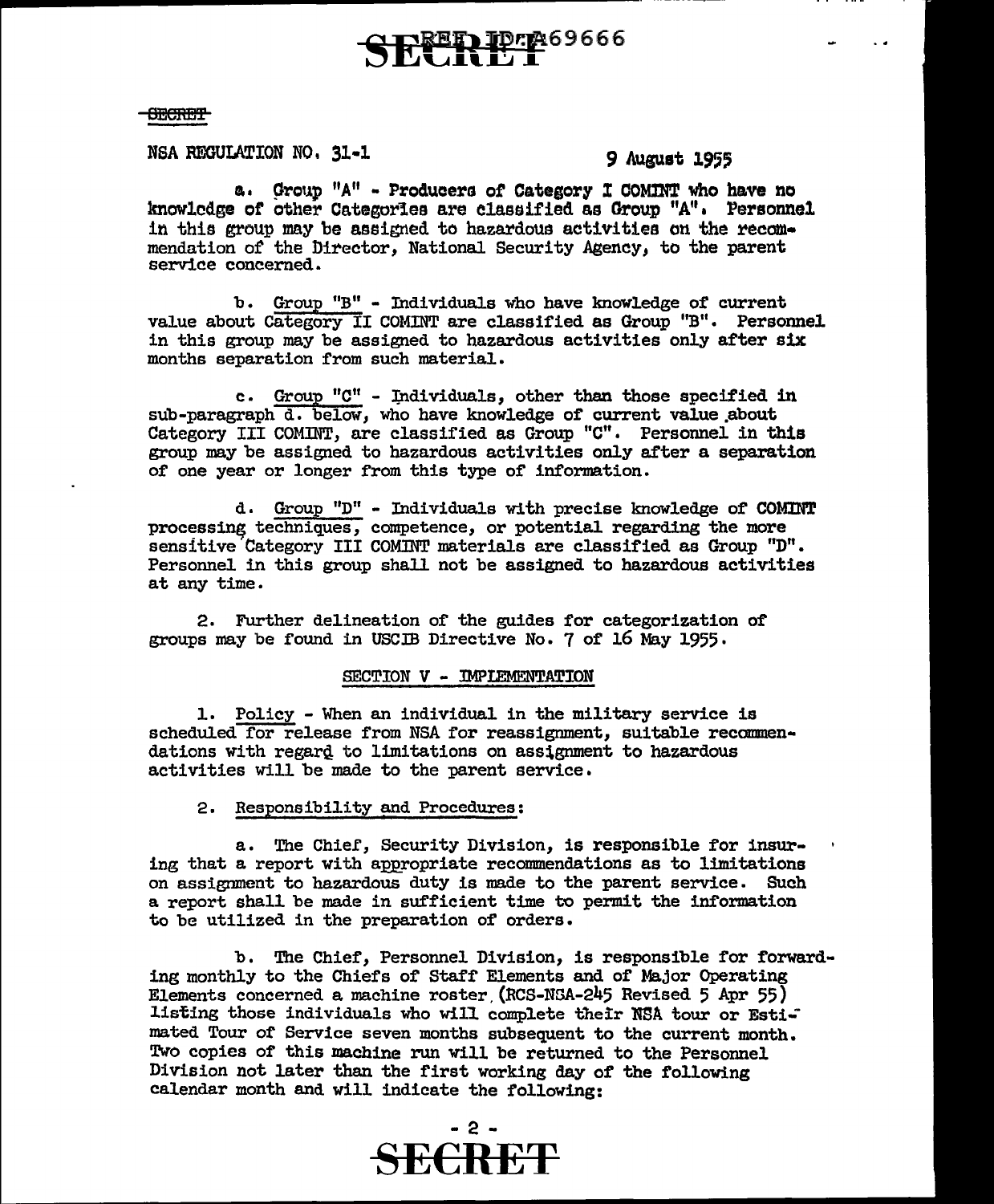NSA REGULATION NO. 31-1 9 August 1955

a. Group "A" - Producers of Category I COMINT who have no knowledge of other Categories are classified as Group "A". Personnel in this group may be assigned to hazardous activities on the recommendation of the Director, National Security Agency, to the parent service concerned.

b. Group "B" - Individuals who have knowledge of current value about Category II COMINT are classified as Group "B". Personnel in this group may be assigned to hazardous activities only after six months separation from such material.

c. Group "C" - Individuals, other than those specified in sub-paragraph d. below, who have knowledge of current value about Category III COMINT, are classified as Group "C". Personnel in this group may be assigned to hazardous activities only after a separation of one year or longer from this type of information.

d. Group "D" - Individuals with precise knowledge of COMINT processing techniques, competence, or potential regarding the more sensitive Category III COMINT materials are classified as Group "D". Personnel in this group shall not be assigned to hazardous activities at any time.

2. Further delineation of the guides for categorization of groups may be found in USCIB Directive No. 7 of 16 May 1955.

## SECTION V - IMPLEMENTATION

1. Policy - When an individual in the military service is scheduled for release from NSA for reassignment, suitable recommendations with regard to limitations on assignment to hazardous activities will be made to the parent service.

2. Responsibility and Procedures:

a. The Chief, Security Division, is responsible for insuring that a report with appropriate recommendations as to limitations on assignment to hazardous duty is made to the parent service. Such a report shall be made in sufficient time to permit the information to be utilized in the preparation of orders.

b. The Chief, Personnel Division, is responsible for forwarding monthly to the Chiefs of Staff Elements and of Major Operating Elements concerned a machine roster (RCS-NSA-245 Revised 5 Apr 55) listing those individuals who will complete their NSA tour or Estimated Tour of Service seven months subsequent to the current month. Two copies of this machine run will be returned to the Personnel Division not later than the first working day of the following calendar month and will indicate the following: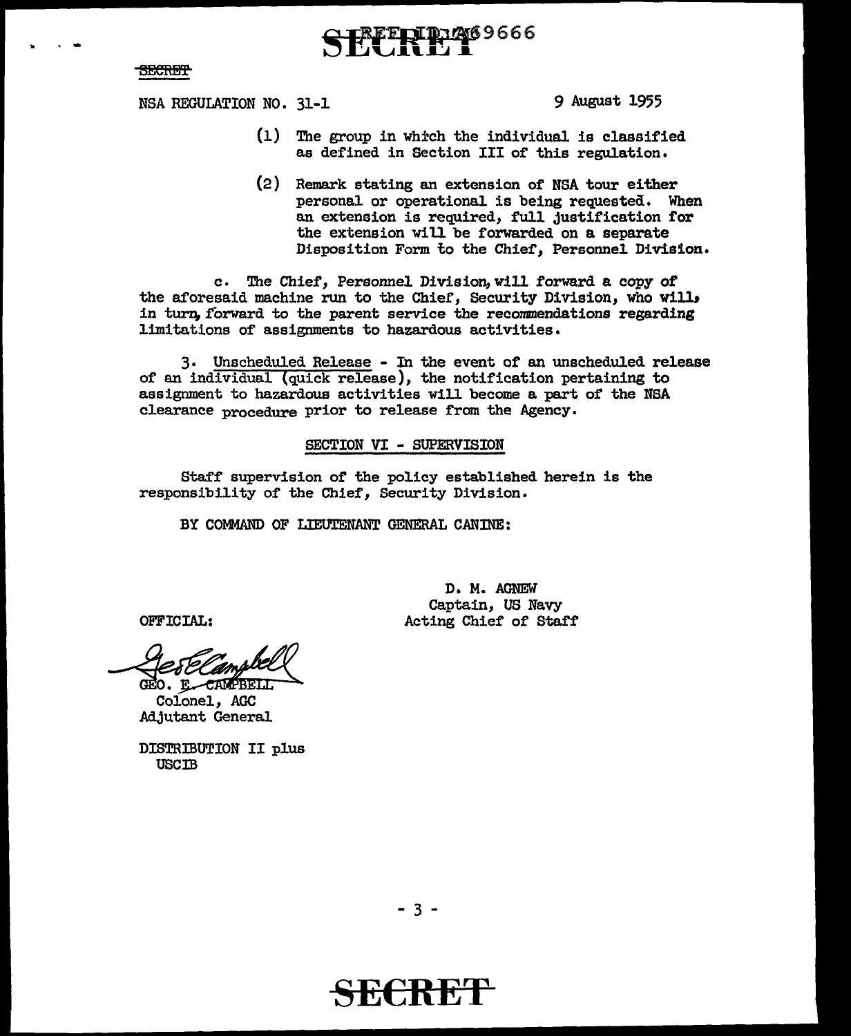SECRET

NSA REGULATION NO. 31-1 9 August 1955

(1) The group in which the individual is classified as defined in Section III of this regulation.

(2) Remark stating an extension of NSA tour either personal or operational is being requested. When an extension is required, full justification for the extension will be forwarded on a separate Disposition Form to the Chief, Personnel Division.

c. The Chief, Personnel Division, will forward a copy of the aforesaid machine run to the Chief, Security Division, who will, in turn, forward to the parent service the recommendations regarding limitations of assignments to hazardous activities.

3. Unscheduled Release - In the event of an unscheduled release of an individual (quick release), the notification pertaining to assignment to hazardous activities will become a part of the NSA clearance procedure prior to release from the Agency.

## SECTION VI - SUPERVISION

Staff supervision of the policy established herein is the responsibility of the Chief, Security Division.

BY COMMAND OF LIEUTENANT GENERAL CANINE:

D. M. AGNEW
Captain, US Navy
Acting Chief of Staff

OFFICIAL:

GEO. E. CAMPBELL
Colonel, AGC
Adjutant General

DISTRIBUTION II plus
USCIB

SECRET